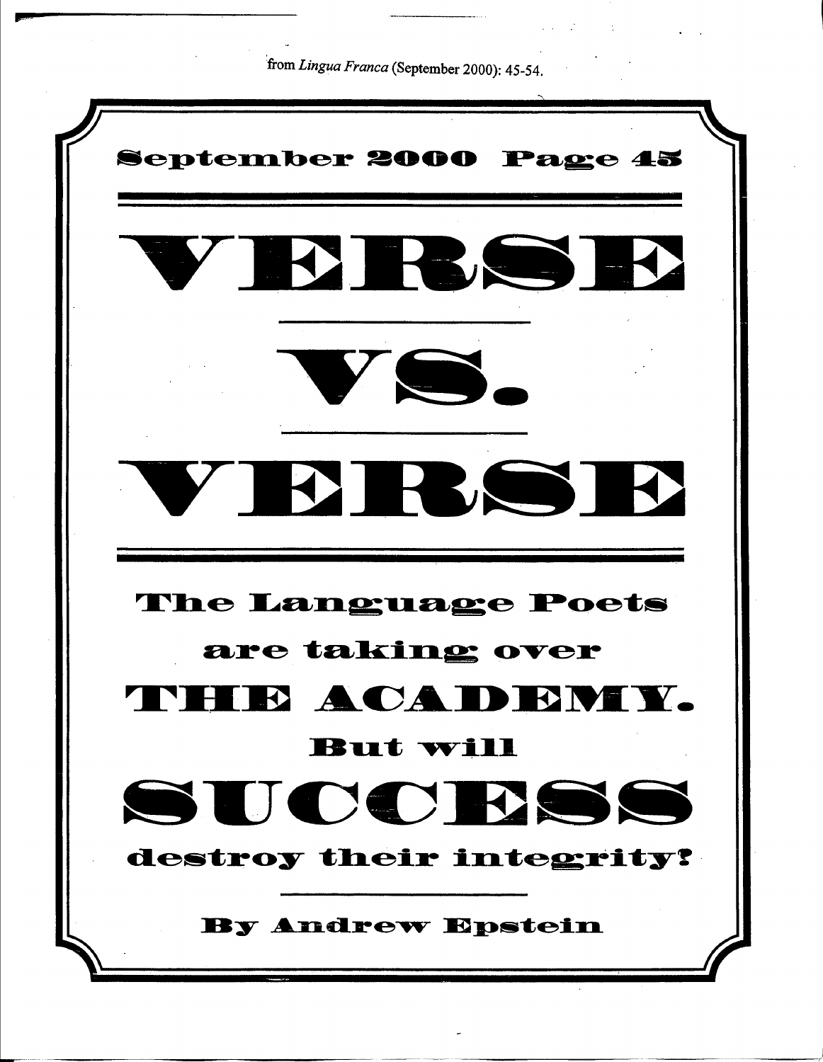from *Lingua Franca* (September 2000): 45-54.

September 2000 Page 45

# VERSE VS. VERSE

## The Language Poets are taking over THE ACADEMY. But will SUCCESS destroy their integrity?

**By Andrew Epstein**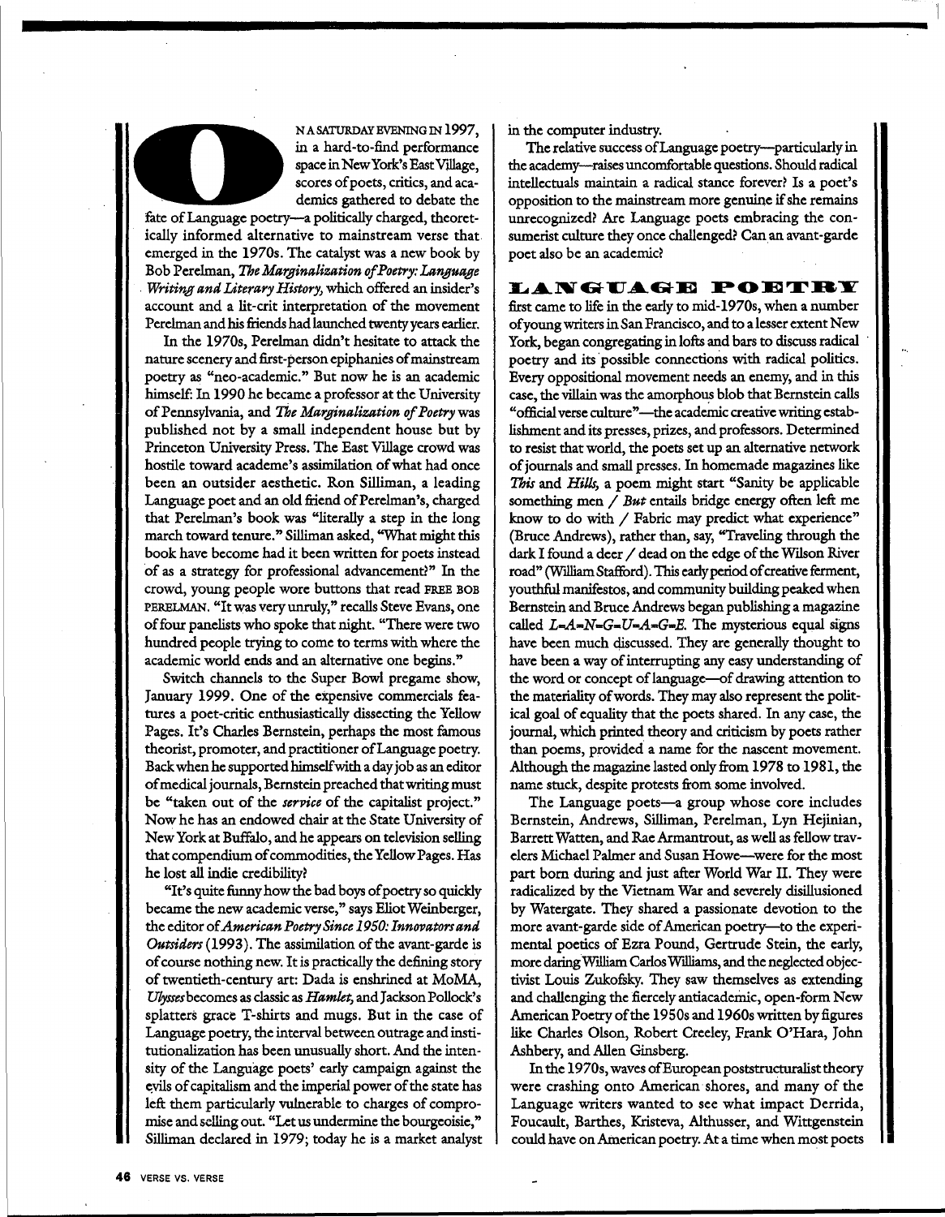On a Saturday evening in 1997, in a hard-to-find performance space in New York's East Village, scores of poets, critics, and academics gathered to debate the fate of Language poetry—a politically charged, theoretically informed alternative to mainstream verse that emerged in the 1970s. The catalyst was a new book by Bob Perelman, *The Marginalization of Poetry: Language Writing and Literary History*, which offered an insider's account and a lit-crit interpretation of the movement Perelman and his friends had launched twenty years earlier.

In the 1970s, Perelman didn't hesitate to attack the nature scenery and first-person epiphanies of mainstream poetry as "neo-academic." But now he is an academic himself: In 1990 he became a professor at the University of Pennsylvania, and *The Marginalization of Poetry* was published not by a small independent house but by Princeton University Press. The East Village crowd was hostile toward academe's assimilation of what had once been an outsider aesthetic. Ron Silliman, a leading Language poet and an old friend of Perelman's, charged that Perelman's book was "literally a step in the long march toward tenure." Silliman asked, "What might this book have become had it been written for poets instead of as a strategy for professional advancement?" In the crowd, young people wore buttons that read FREE BOB PERELMAN. "It was very unruly," recalls Steve Evans, one of four panelists who spoke that night. "There were two hundred people trying to come to terms with where the academic world ends and an alternative one begins."

Switch channels to the Super Bowl pregame show, January 1999. One of the expensive commercials features a poet-critic enthusiastically dissecting the Yellow Pages. It's Charles Bernstein, perhaps the most famous theorist, promoter, and practitioner of Language poetry. Back when he supported himself with a day job as an editor of medical journals, Bernstein preached that writing must be "taken out of the *service* of the capitalist project." Now he has an endowed chair at the State University of New York at Buffalo, and he appears on television selling that compendium of commodities, the Yellow Pages. Has he lost all indie credibility?

"It's quite funny how the bad boys of poetry so quickly became the new academic verse," says Eliot Weinberger, the editor of *American Poetry Since 1950: Innovators and Outsiders* (1993). The assimilation of the avant-garde is of course nothing new. It is practically the defining story of twentieth-century art: Dada is enshrined at MoMA, *Ulysses* becomes as classic as *Hamlet*, and Jackson Pollock's splatters grace T-shirts and mugs. But in the case of Language poetry, the interval between outrage and institutionalization has been unusually short. And the intensity of the Language poets' early campaign against the evils of capitalism and the imperial power of the state has left them particularly vulnerable to charges of compromise and selling out. "Let us undermine the bourgeoisie," Silliman declared in 1979; today he is a market analyst in the computer industry.

The relative success of Language poetry—particularly in the academy—raises uncomfortable questions. Should radical intellectuals maintain a radical stance forever? Is a poet's opposition to the mainstream more genuine if she remains unrecognized? Are Language poets embracing the consumerist culture they once challenged? Can an avant-garde poet also be an academic?

**LANGUAGE POETRY** first came to life in the early to mid-1970s, when a number of young writers in San Francisco, and to a lesser extent New York, began congregating in lofts and bars to discuss radical poetry and its possible connections with radical politics. Every oppositional movement needs an enemy, and in this case, the villain was the amorphous blob that Bernstein calls "official verse culture"—the academic creative writing establishment and its presses, prizes, and professors. Determined to resist that world, the poets set up an alternative network of journals and small presses. In homemade magazines like *This* and *Hills*, a poem might start "Sanity be applicable something men / *But* entails bridge energy often left me know to do with / Fabric may predict what experience" (Bruce Andrews), rather than, say, "Traveling through the dark I found a deer / dead on the edge of the Wilson River road" (William Stafford). This early period of creative ferment, youthful manifestos, and community building peaked when Bernstein and Bruce Andrews began publishing a magazine called *L=A=N=G=U=A=G=E*. The mysterious equal signs have been much discussed. They are generally thought to have been a way of interrupting any easy understanding of the word or concept of language—of drawing attention to the materiality of words. They may also represent the political goal of equality that the poets shared. In any case, the journal, which printed theory and criticism by poets rather than poems, provided a name for the nascent movement. Although the magazine lasted only from 1978 to 1981, the name stuck, despite protests from some involved.

The Language poets—a group whose core includes Bernstein, Andrews, Silliman, Perelman, Lyn Hejinian, Barrett Watten, and Rae Armantrout, as well as fellow travelers Michael Palmer and Susan Howe—were for the most part born during and just after World War II. They were radicalized by the Vietnam War and severely disillusioned by Watergate. They shared a passionate devotion to the more avant-garde side of American poetry—to the experimental poetics of Ezra Pound, Gertrude Stein, the early, more daring William Carlos Williams, and the neglected objectivist Louis Zukofsky. They saw themselves as extending and challenging the fiercely antiacademic, open-form New American Poetry of the 1950s and 1960s written by figures like Charles Olson, Robert Creeley, Frank O'Hara, John Ashbery, and Allen Ginsberg.

In the 1970s, waves of European poststructuralist theory were crashing onto American shores, and many of the Language writers wanted to see what impact Derrida, Foucault, Barthes, Kristeva, Althusser, and Wittgenstein could have on American poetry. At a time when most poets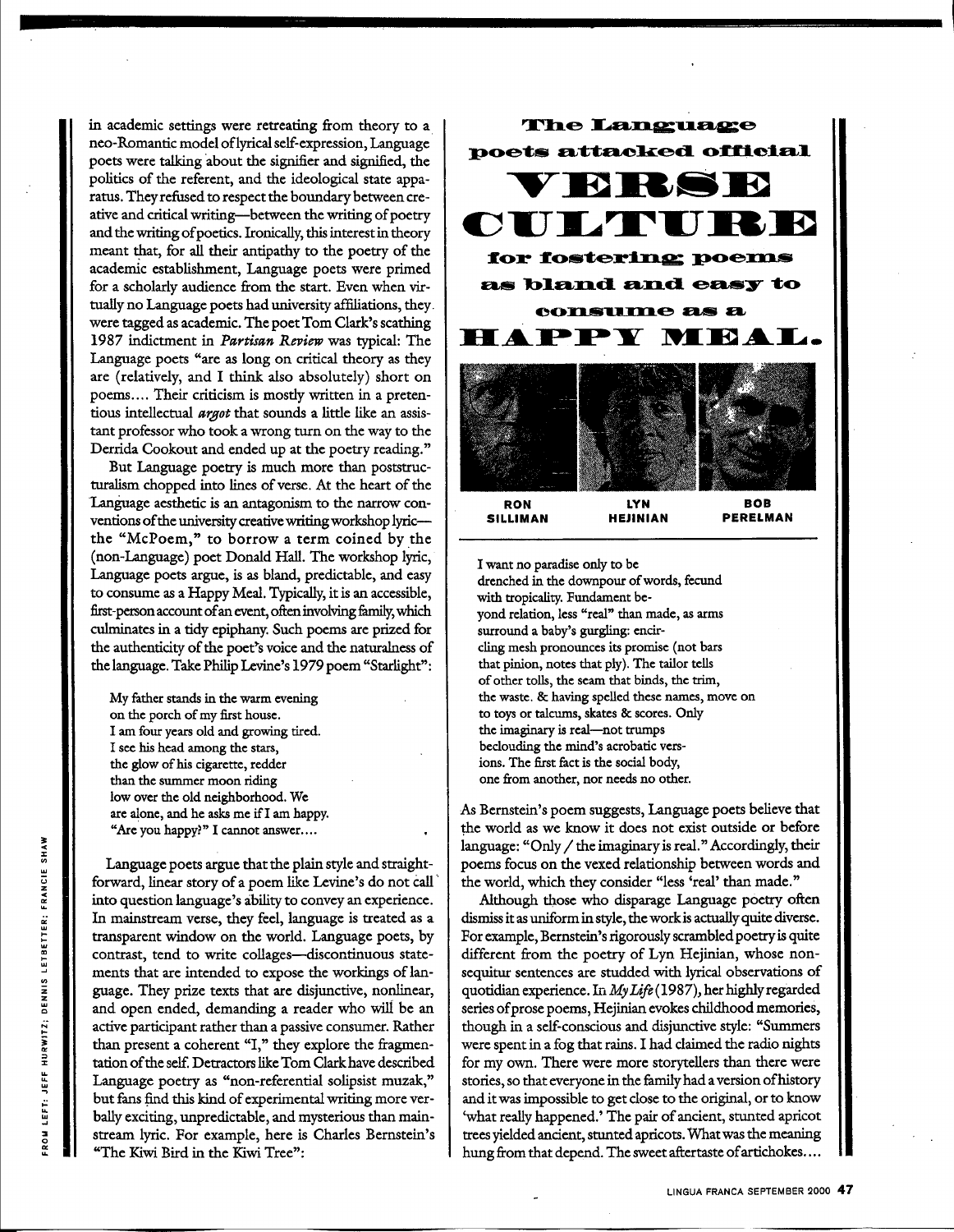in academic settings were retreating from theory to a neo-Romantic model of lyrical self-expression, Language poets were talking about the signifier and signified, the politics of the referent, and the ideological state apparatus. They refused to respect the boundary between creative and critical writing—between the writing of poetry and the writing of poetics. Ironically, this interest in theory meant that, for all their antipathy to the poetry of the academic establishment, Language poets were primed for a scholarly audience from the start. Even when virtually no Language poets had university affiliations, they were tagged as academic. The poet Tom Clark's scathing 1987 indictment in *Partisan Review* was typical: The Language poets "are as long on critical theory as they are (relatively, and I think also absolutely) short on poems.... Their criticism is mostly written in a pretentious intellectual *argot* that sounds a little like an assistant professor who took a wrong turn on the way to the Derrida Cookout and ended up at the poetry reading."

But Language poetry is much more than poststructuralism chopped into lines of verse. At the heart of the Language aesthetic is an antagonism to the narrow conventions of the university creative writing workshop lyric—the "McPoem," to borrow a term coined by the (non-Language) poet Donald Hall. The workshop lyric, Language poets argue, is as bland, predictable, and easy to consume as a Happy Meal. Typically, it is an accessible, first-person account of an event, often involving family, which culminates in a tidy epiphany. Such poems are prized for the authenticity of the poet's voice and the naturalness of the language. Take Philip Levine's 1979 poem "Starlight":

> My father stands in the warm evening
> on the porch of my first house.
> I am four years old and growing tired.
> I see his head among the stars,
> the glow of his cigarette, redder
> than the summer moon riding
> low over the old neighborhood. We
> are alone, and he asks me if I am happy.
> "Are you happy?" I cannot answer....

Language poets argue that the plain style and straightforward, linear story of a poem like Levine's do not call into question language's ability to convey an experience. In mainstream verse, they feel, language is treated as a transparent window on the world. Language poets, by contrast, tend to write collages—discontinuous statements that are intended to expose the workings of language. They prize texts that are disjunctive, nonlinear, and open ended, demanding a reader who will be an active participant rather than a passive consumer. Rather than present a coherent "I," they explore the fragmentation of the self. Detractors like Tom Clark have described Language poetry as "non-referential solipsist muzak," but fans find this kind of experimental writing more verbally exciting, unpredictable, and mysterious than mainstream lyric. For example, here is Charles Bernstein's "The Kiwi Bird in the Kiwi Tree":

**The Language poets attacked official VERSE CULTURE for fostering poems as bland and easy to consume as a HAPPY MEAL.**

RON SILLIMAN — LYN HEJINIAN — BOB PERELMAN

> I want no paradise only to be
> drenched in the downpour of words, fecund
> with tropicality. Fundament be-
> yond relation, less "real" than made, as arms
> surround a baby's gurgling: encir-
> cling mesh pronounces its promise (not bars
> that pinion, notes that ply). The tailor tells
> of other tolls, the seam that binds, the trim,
> the waste. & having spelled these names, move on
> to toys or talcums, skates & scores. Only
> the imaginary is real—not trumps
> beclouding the mind's acrobatic vers-
> ions. The first fact is the social body,
> one from another, nor needs no other.

As Bernstein's poem suggests, Language poets believe that the world as we know it does not exist outside or before language: "Only / the imaginary is real." Accordingly, their poems focus on the vexed relationship between words and the world, which they consider "less 'real' than made."

Although those who disparage Language poetry often dismiss it as uniform in style, the work is actually quite diverse. For example, Bernstein's rigorously scrambled poetry is quite different from the poetry of Lyn Hejinian, whose non-sequitur sentences are studded with lyrical observations of quotidian experience. In *My Life* (1987), her highly regarded series of prose poems, Hejinian evokes childhood memories, though in a self-conscious and disjunctive style: "Summers were spent in a fog that rains. I had claimed the radio nights for my own. There were more storytellers than there were stories, so that everyone in the family had a version of history and it was impossible to get close to the original, or to know 'what really happened.' The pair of ancient, stunted apricot trees yielded ancient, stunted apricots. What was the meaning hung from that depend. The sweet aftertaste of artichokes....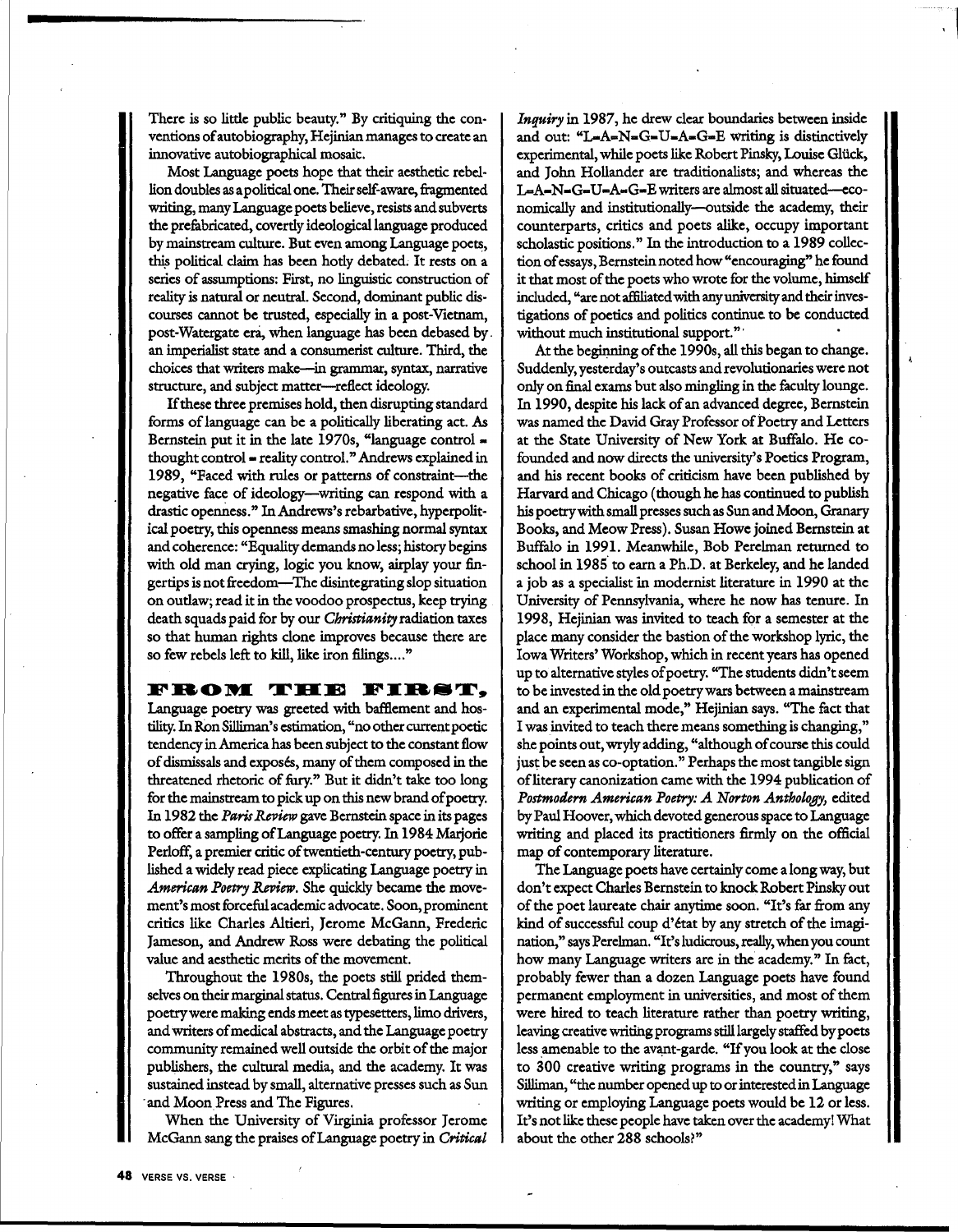There is so little public beauty." By critiquing the conventions of autobiography, Hejinian manages to create an innovative autobiographical mosaic.

Most Language poets hope that their aesthetic rebellion doubles as a political one. Their self-aware, fragmented writing, many Language poets believe, resists and subverts the prefabricated, covertly ideological language produced by mainstream culture. But even among Language poets, this political claim has been hotly debated. It rests on a series of assumptions: First, no linguistic construction of reality is natural or neutral. Second, dominant public discourses cannot be trusted, especially in a post-Vietnam, post-Watergate era, when language has been debased by an imperialist state and a consumerist culture. Third, the choices that writers make—in grammar, syntax, narrative structure, and subject matter—reflect ideology.

If these three premises hold, then disrupting standard forms of language can be a politically liberating act. As Bernstein put it in the late 1970s, "language control = thought control = reality control." Andrews explained in 1989, "Faced with rules or patterns of constraint—the negative face of ideology—writing can respond with a drastic openness." In Andrews's rebarbative, hyperpolitical poetry, this openness means smashing normal syntax and coherence: "Equality demands no less; history begins with old man crying, logic you know, airplay your fingertips is not freedom—The disintegrating slop situation on outlaw; read it in the voodoo prospectus, keep trying death squads paid for by our *Christianity* radiation taxes so that human rights clone improves because there are so few rebels left to kill, like iron filings...."

**FROM THE FIRST,** Language poetry was greeted with bafflement and hostility. In Ron Silliman's estimation, "no other current poetic tendency in America has been subject to the constant flow of dismissals and exposés, many of them composed in the threatened rhetoric of fury." But it didn't take too long for the mainstream to pick up on this new brand of poetry. In 1982 the *Paris Review* gave Bernstein space in its pages to offer a sampling of Language poetry. In 1984 Marjorie Perloff, a premier critic of twentieth-century poetry, published a widely read piece explicating Language poetry in *American Poetry Review*. She quickly became the movement's most forceful academic advocate. Soon, prominent critics like Charles Altieri, Jerome McGann, Frederic Jameson, and Andrew Ross were debating the political value and aesthetic merits of the movement.

Throughout the 1980s, the poets still prided themselves on their marginal status. Central figures in Language poetry were making ends meet as typesetters, limo drivers, and writers of medical abstracts, and the Language poetry community remained well outside the orbit of the major publishers, the cultural media, and the academy. It was sustained instead by small, alternative presses such as Sun and Moon Press and The Figures.

When the University of Virginia professor Jerome McGann sang the praises of Language poetry in *Critical Inquiry* in 1987, he drew clear boundaries between inside and out: "L=A=N=G=U=A=G=E writing is distinctively experimental, while poets like Robert Pinsky, Louise Glück, and John Hollander are traditionalists; and whereas the L=A=N=G=U=A=G=E writers are almost all situated—economically and institutionally—outside the academy, their counterparts, critics and poets alike, occupy important scholastic positions." In the introduction to a 1989 collection of essays, Bernstein noted how "encouraging" he found it that most of the poets who wrote for the volume, himself included, "are not affiliated with any university and their investigations of poetics and politics continue to be conducted without much institutional support."

At the beginning of the 1990s, all this began to change. Suddenly, yesterday's outcasts and revolutionaries were not only on final exams but also mingling in the faculty lounge. In 1990, despite his lack of an advanced degree, Bernstein was named the David Gray Professor of Poetry and Letters at the State University of New York at Buffalo. He co-founded and now directs the university's Poetics Program, and his recent books of criticism have been published by Harvard and Chicago (though he has continued to publish his poetry with small presses such as Sun and Moon, Granary Books, and Meow Press). Susan Howe joined Bernstein at Buffalo in 1991. Meanwhile, Bob Perelman returned to school in 1985 to earn a Ph.D. at Berkeley, and he landed a job as a specialist in modernist literature in 1990 at the University of Pennsylvania, where he now has tenure. In 1998, Hejinian was invited to teach for a semester at the place many consider the bastion of the workshop lyric, the Iowa Writers' Workshop, which in recent years has opened up to alternative styles of poetry. "The students didn't seem to be invested in the old poetry wars between a mainstream and an experimental mode," Hejinian says. "The fact that I was invited to teach there means something is changing," she points out, wryly adding, "although of course this could just be seen as co-optation." Perhaps the most tangible sign of literary canonization came with the 1994 publication of *Postmodern American Poetry: A Norton Anthology*, edited by Paul Hoover, which devoted generous space to Language writing and placed its practitioners firmly on the official map of contemporary literature.

The Language poets have certainly come a long way, but don't expect Charles Bernstein to knock Robert Pinsky out of the poet laureate chair anytime soon. "It's far from any kind of successful coup d'état by any stretch of the imagination," says Perelman. "It's ludicrous, really, when you count how many Language writers are in the academy." In fact, probably fewer than a dozen Language poets have found permanent employment in universities, and most of them were hired to teach literature rather than poetry writing, leaving creative writing programs still largely staffed by poets less amenable to the avant-garde. "If you look at the close to 300 creative writing programs in the country," says Silliman, "the number opened up to or interested in Language writing or employing Language poets would be 12 or less. It's not like these people have taken over the academy! What about the other 288 schools?"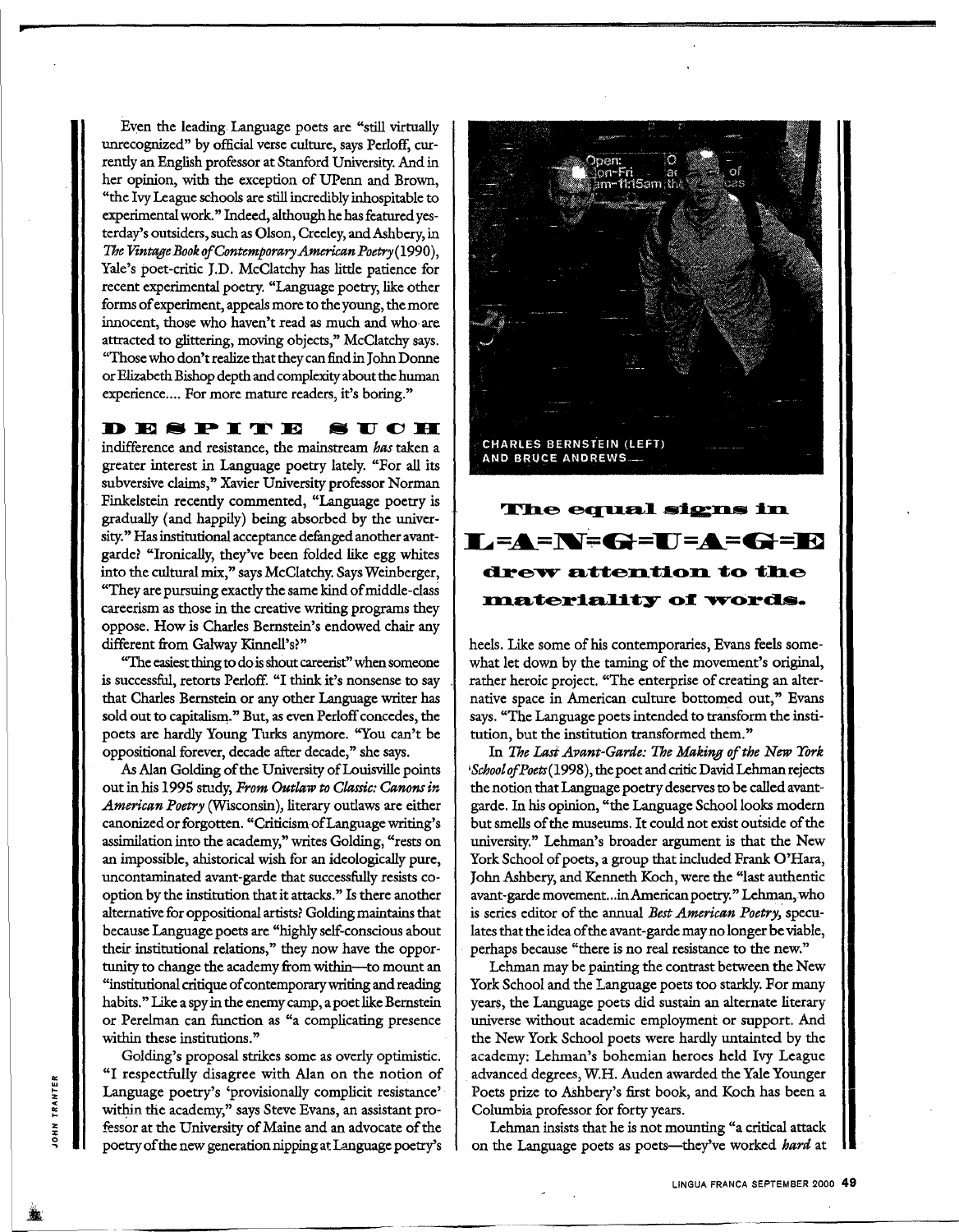Even the leading Language poets are "still virtually unrecognized" by official verse culture, says Perloff, currently an English professor at Stanford University. And in her opinion, with the exception of UPenn and Brown, "the Ivy League schools are still incredibly inhospitable to experimental work." Indeed, although he has featured yesterday's outsiders, such as Olson, Creeley, and Ashbery, in *The Vintage Book of Contemporary American Poetry* (1990), Yale's poet-critic J.D. McClatchy has little patience for recent experimental poetry. "Language poetry, like other forms of experiment, appeals more to the young, the more innocent, those who haven't read as much and who are attracted to glittering, moving objects," McClatchy says. "Those who don't realize that they can find in John Donne or Elizabeth Bishop depth and complexity about the human experience.... For more mature readers, it's boring."

**DESPITE SUCH** indifference and resistance, the mainstream *has* taken a greater interest in Language poetry lately. "For all its subversive claims," Xavier University professor Norman Finkelstein recently commented, "Language poetry is gradually (and happily) being absorbed by the university." Has institutional acceptance defanged another avant-garde? "Ironically, they've been folded like egg whites into the cultural mix," says McClatchy. Says Weinberger, "They are pursuing exactly the same kind of middle-class careerism as those in the creative writing programs they oppose. How is Charles Bernstein's endowed chair any different from Galway Kinnell's?"

"The easiest thing to do is shout careerist" when someone is successful, retorts Perloff. "I think it's nonsense to say that Charles Bernstein or any other Language writer has sold out to capitalism." But, as even Perloff concedes, the poets are hardly Young Turks anymore. "You can't be oppositional forever, decade after decade," she says.

As Alan Golding of the University of Louisville points out in his 1995 study, *From Outlaw to Classic: Canons in American Poetry* (Wisconsin), literary outlaws are either canonized or forgotten. "Criticism of Language writing's assimilation into the academy," writes Golding, "rests on an impossible, ahistorical wish for an ideologically pure, uncontaminated avant-garde that successfully resists co-option by the institution that it attacks." Is there another alternative for oppositional artists? Golding maintains that because Language poets are "highly self-conscious about their institutional relations," they now have the opportunity to change the academy from within—to mount an "institutional critique of contemporary writing and reading habits." Like a spy in the enemy camp, a poet like Bernstein or Perelman can function as "a complicating presence within these institutions."

Golding's proposal strikes some as overly optimistic. "I respectfully disagree with Alan on the notion of Language poetry's 'provisionally complicit resistance' within the academy," says Steve Evans, an assistant professor at the University of Maine and an advocate of the poetry of the new generation nipping at Language poetry's heels. Like some of his contemporaries, Evans feels somewhat let down by the taming of the movement's original, rather heroic project. "The enterprise of creating an alternative space in American culture bottomed out," Evans says. "The Language poets intended to transform the institution, but the institution transformed them."

CHARLES BERNSTEIN (LEFT) AND BRUCE ANDREWS

**The equal signs in L=A=N=G=U=A=G=E drew attention to the materiality of words.**

In *The Last Avant-Garde: The Making of the New York School of Poets* (1998), the poet and critic David Lehman rejects the notion that Language poetry deserves to be called avant-garde. In his opinion, "the Language School looks modern but smells of the museums. It could not exist outside of the university." Lehman's broader argument is that the New York School of poets, a group that included Frank O'Hara, John Ashbery, and Kenneth Koch, were the "last authentic avant-garde movement...in American poetry." Lehman, who is series editor of the annual *Best American Poetry*, speculates that the idea of the avant-garde may no longer be viable, perhaps because "there is no real resistance to the new."

Lehman may be painting the contrast between the New York School and the Language poets too starkly. For many years, the Language poets did sustain an alternate literary universe without academic employment or support. And the New York School poets were hardly untainted by the academy: Lehman's bohemian heroes held Ivy League advanced degrees, W.H. Auden awarded the Yale Younger Poets prize to Ashbery's first book, and Koch has been a Columbia professor for forty years.

Lehman insists that he is not mounting "a critical attack on the Language poets as poets—they've worked *hard* at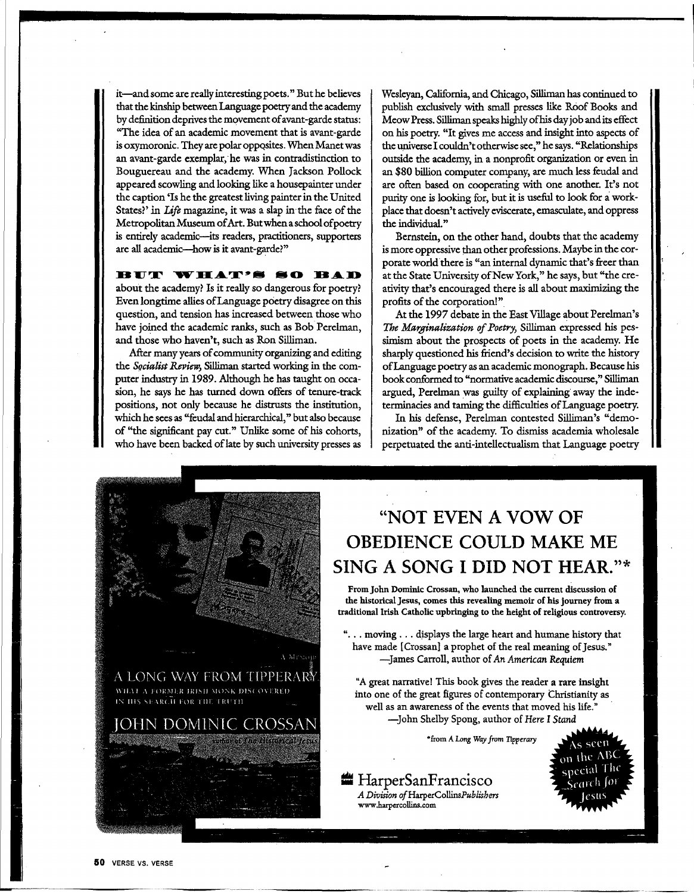it—and some are really interesting poets." But he believes that the kinship between Language poetry and the academy by definition deprives the movement of avant-garde status: "The idea of an academic movement that is avant-garde is oxymoronic. They are polar opposites. When Manet was an avant-garde exemplar, he was in contradistinction to Bouguereau and the academy. When Jackson Pollock appeared scowling and looking like a housepainter under the caption 'Is he the greatest living painter in the United States?' in *Life* magazine, it was a slap in the face of the Metropolitan Museum of Art. But when a school of poetry is entirely academic—its readers, practitioners, supporters are all academic—how is it avant-garde?"

**BUT WHAT'S SO BAD** about the academy? Is it really so dangerous for poetry? Even longtime allies of Language poetry disagree on this question, and tension has increased between those who have joined the academic ranks, such as Bob Perelman, and those who haven't, such as Ron Silliman.

After many years of community organizing and editing the *Socialist Review*, Silliman started working in the computer industry in 1989. Although he has taught on occasion, he says he has turned down offers of tenure-track positions, not only because he distrusts the institution, which he sees as "feudal and hierarchical," but also because of "the significant pay cut." Unlike some of his cohorts, who have been backed of late by such university presses as Wesleyan, California, and Chicago, Silliman has continued to publish exclusively with small presses like Roof Books and Meow Press. Silliman speaks highly of his day job and its effect on his poetry. "It gives me access and insight into aspects of the universe I couldn't otherwise see," he says. "Relationships outside the academy, in a nonprofit organization or even in an $80 billion computer company, are much less feudal and are often based on cooperating with one another. It's not purity one is looking for, but it is useful to look for a workplace that doesn't actively eviscerate, emasculate, and oppress the individual."

Bernstein, on the other hand, doubts that the academy is more oppressive than other professions. Maybe in the corporate world there is "an internal dynamic that's freer than at the State University of New York," he says, but "the creativity that's encouraged there is all about maximizing the profits of the corporation!"

At the 1997 debate in the East Village about Perelman's *The Marginalization of Poetry*, Silliman expressed his pessimism about the prospects of poets in the academy. He sharply questioned his friend's decision to write the history of Language poetry as an academic monograph. Because his book conformed to "normative academic discourse," Silliman argued, Perelman was guilty of explaining away the indeterminacies and taming the difficulties of Language poetry.

In his defense, Perelman contested Silliman's "demonization" of the academy. To dismiss academia wholesale perpetuated the anti-intellectualism that Language poetry

# "NOT EVEN A VOW OF OBEDIENCE COULD MAKE ME SING A SONG I DID NOT HEAR."*

**From John Dominic Crossan, who launched the current discussion of the historical Jesus, comes this revealing memoir of his journey from a traditional Irish Catholic upbringing to the height of religious controversy.**

"... moving ... displays the large heart and humane history that have made [Crossan] a prophet of the real meaning of Jesus."
—James Carroll, author of *An American Requiem*

"A great narrative! This book gives the reader a rare insight into one of the great figures of contemporary Christianity as well as an awareness of the events that moved his life."
—John Shelby Spong, author of *Here I Stand*

*from *A Long Way from Tipperary*

A LONG WAY FROM TIPPERARY
WHAT A FORMER IRISH MONK DISCOVERED IN HIS SEARCH FOR THE TRUTH
JOHN DOMINIC CROSSAN

HarperSanFrancisco
*A Division of* HarperCollins*Publishers*
www.harpercollins.com

As seen on the ABC special *The Search for Jesus*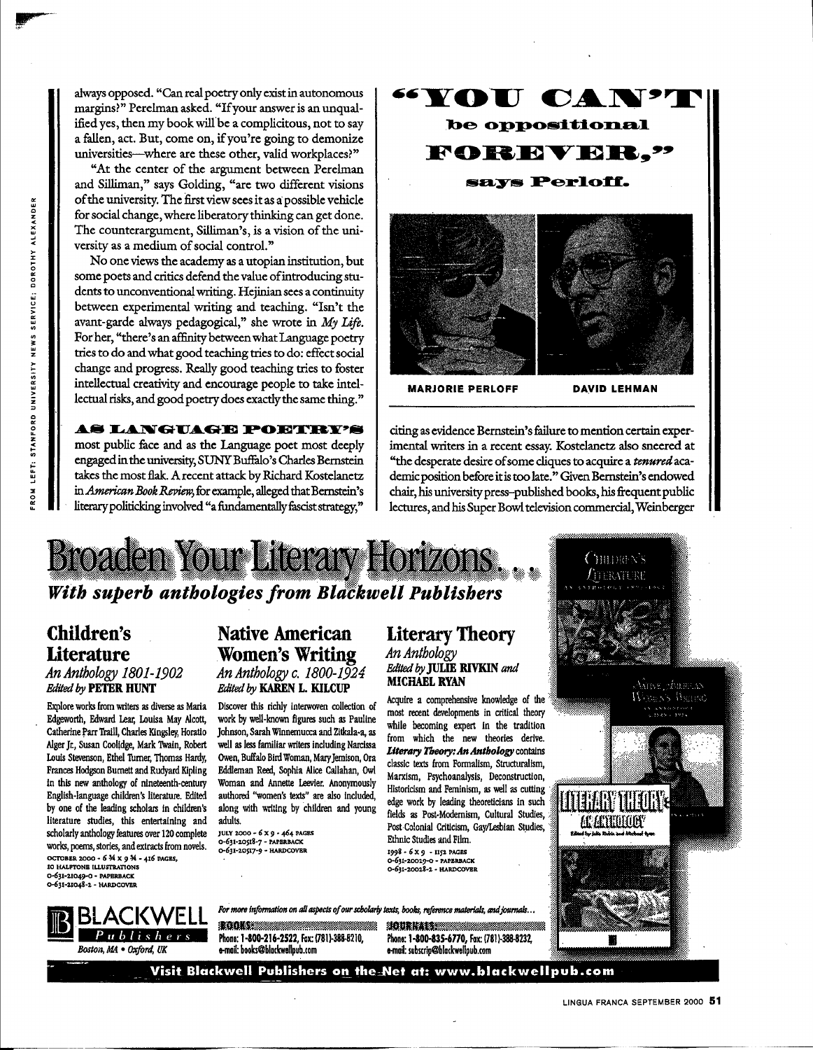always opposed. "Can real poetry only exist in autonomous margins?" Perelman asked. "If your answer is an unqualified yes, then my book will be a complicitous, not to say a fallen, act. But, come on, if you're going to demonize universities—where are these other, valid workplaces?"

"At the center of the argument between Perelman and Silliman," says Golding, "are two different visions of the university. The first view sees it as a possible vehicle for social change, where liberatory thinking can get done. The counterargument, Silliman's, is a vision of the university as a medium of social control."

No one views the academy as a utopian institution, but some poets and critics defend the value of introducing students to unconventional writing. Hejinian sees a continuity between experimental writing and teaching. "Isn't the avant-garde always pedagogical," she wrote in *My Life*. For her, "there's an affinity between what Language poetry tries to do and what good teaching tries to do: effect social change and progress. Really good teaching tries to foster intellectual creativity and encourage people to take intellectual risks, and good poetry does exactly the same thing."

**AS LANGUAGE POETRY'S** most public face and as the Language poet most deeply engaged in the university, SUNY Buffalo's Charles Bernstein takes the most flak. A recent attack by Richard Kostelanetz in *American Book Review*, for example, alleged that Bernstein's literary politicking involved "a fundamentally fascist strategy," citing as evidence Bernstein's failure to mention certain experimental writers in a recent essay. Kostelanetz also sneered at "the desperate desire of some cliques to acquire a *tenured* academic position before it is too late." Given Bernstein's endowed chair, his university press–published books, his frequent public lectures, and his Super Bowl television commercial, Weinberger

## "YOU CAN'T be oppositional FOREVER," says Perloff.

MARJORIE PERLOFF　　DAVID LEHMAN

FROM LEFT: STANFORD UNIVERSITY NEWS SERVICE; DOROTHY ALEXANDER

# Broaden Your Literary Horizons...

***With superb anthologies from Blackwell Publishers***

## Children's Literature
*An Anthology 1801-1902*
*Edited by* **PETER HUNT**

Explore works from writers as diverse as Maria Edgeworth, Edward Lear, Louisa May Alcott, Catherine Parr Traill, Charles Kingsley, Horatio Alger Jr., Susan Coolidge, Mark Twain, Robert Louis Stevenson, Ethel Turner, Thomas Hardy, Frances Hodgson Burnett and Rudyard Kipling in this new anthology of nineteenth-century English-language children's literature. Edited by one of the leading scholars in children's literature studies, this entertaining and scholarly anthology features over 120 complete works, poems, stories, and extracts from novels.

OCTOBER 2000 - 6 ¾ x 9 ¾ - 416 PAGES,
10 HALFTONE ILLUSTRATIONS
0-631-21049-0 - PAPERBACK
0-631-21048-2 - HARDCOVER

## Native American Women's Writing
*An Anthology c. 1800-1924*
*Edited by* **KAREN L. KILCUP**

Discover this richly interwoven collection of work by well-known figures such as Pauline Johnson, Sarah Winnemucca and Zitkala-a, as well as less familiar writers including Narcissa Owen, Buffalo Bird Woman, Mary Jemison, Ora Eddleman Reed, Sophia Alice Callahan, Owl Woman and Annette Leevier. Anonymously authored "women's texts" are also included, along with writing by children and young adults.

JULY 2000 - 6 x 9 - 464 PAGES
0-631-20518-7 - PAPERBACK
0-631-20517-9 - HARDCOVER

## Literary Theory
*An Anthology*
*Edited by* **JULIE RIVKIN** *and* **MICHAEL RYAN**

Acquire a comprehensive knowledge of the most recent developments in critical theory while becoming expert in the tradition from which the new theories derive. ***Literary Theory: An Anthology*** contains classic texts from Formalism, Structuralism, Marxism, Psychoanalysis, Deconstruction, Historicism and Feminism, as well as cutting edge work by leading theoreticians in such fields as Post-Modernism, Cultural Studies, Post-Colonial Criticism, Gay/Lesbian Studies, Ethnic Studies and Film.

1998 - 6 x 9 - 1152 PAGES
0-631-20029-0 - PAPERBACK
0-631-20028-2 - HARDCOVER

**BLACKWELL** *Publishers*
*Boston, MA • Oxford, UK*

*For more information on all aspects of our scholarly texts, books, reference materials, and journals...*

**BOOKS:**
Phone: 1-800-216-2522, Fax: (781)-388-8210,
e-mail: books@blackwellpub.com

**JOURNALS:**
Phone: 1-800-835-6770, Fax: (781)-388-8232,
e-mail: subscrip@blackwellpub.com

**Visit Blackwell Publishers on the Net at: www.blackwellpub.com**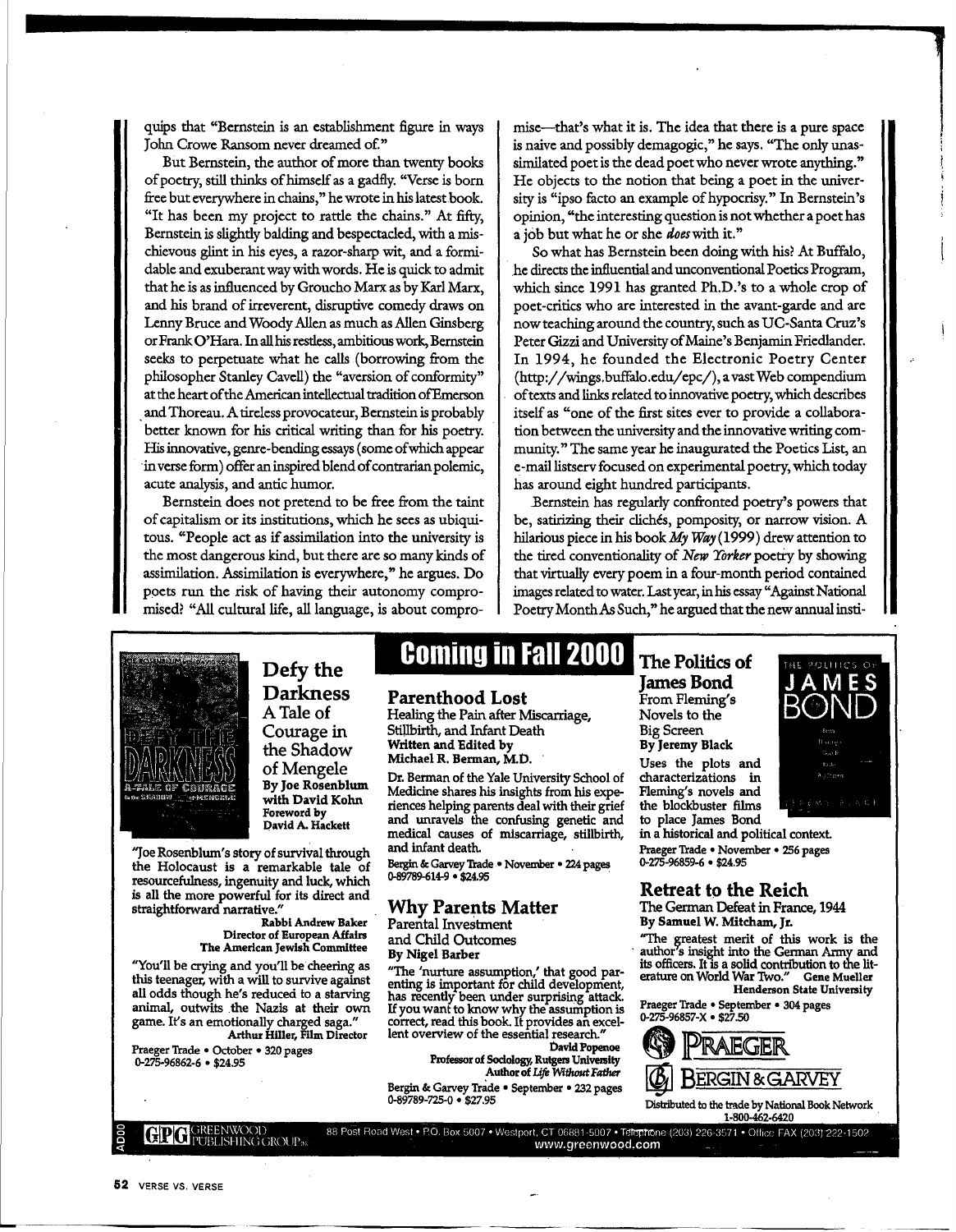quips that "Bernstein is an establishment figure in ways John Crowe Ransom never dreamed of."

But Bernstein, the author of more than twenty books of poetry, still thinks of himself as a gadfly. "Verse is born free but everywhere in chains," he wrote in his latest book. "It has been my project to rattle the chains." At fifty, Bernstein is slightly balding and bespectacled, with a mischievous glint in his eyes, a razor-sharp wit, and a formidable and exuberant way with words. He is quick to admit that he is as influenced by Groucho Marx as by Karl Marx, and his brand of irreverent, disruptive comedy draws on Lenny Bruce and Woody Allen as much as Allen Ginsberg or Frank O'Hara. In all his restless, ambitious work, Bernstein seeks to perpetuate what he calls (borrowing from the philosopher Stanley Cavell) the "aversion of conformity" at the heart of the American intellectual tradition of Emerson and Thoreau. A tireless provocateur, Bernstein is probably better known for his critical writing than for his poetry. His innovative, genre-bending essays (some of which appear in verse form) offer an inspired blend of contrarian polemic, acute analysis, and antic humor.

Bernstein does not pretend to be free from the taint of capitalism or its institutions, which he sees as ubiquitous. "People act as if assimilation into the university is the most dangerous kind, but there are so many kinds of assimilation. Assimilation is everywhere," he argues. Do poets run the risk of having their autonomy compromised? "All cultural life, all language, is about compromise—that's what it is. The idea that there is a pure space is naive and possibly demagogic," he says. "The only unassimilated poet is the dead poet who never wrote anything." He objects to the notion that being a poet in the university is "ipso facto an example of hypocrisy." In Bernstein's opinion, "the interesting question is not whether a poet has a job but what he or she *does* with it."

So what has Bernstein been doing with his? At Buffalo, he directs the influential and unconventional Poetics Program, which since 1991 has granted Ph.D.'s to a whole crop of poet-critics who are interested in the avant-garde and are now teaching around the country, such as UC-Santa Cruz's Peter Gizzi and University of Maine's Benjamin Friedlander. In 1994, he founded the Electronic Poetry Center (http://wings.buffalo.edu/epc/), a vast Web compendium of texts and links related to innovative poetry, which describes itself as "one of the first sites ever to provide a collaboration between the university and the innovative writing community." The same year he inaugurated the Poetics List, an e-mail listserv focused on experimental poetry, which today has around eight hundred participants.

Bernstein has regularly confronted poetry's powers that be, satirizing their clichés, pomposity, or narrow vision. A hilarious piece in his book *My Way* (1999) drew attention to the tired conventionality of *New Yorker* poetry by showing that virtually every poem in a four-month period contained images related to water. Last year, in his essay "Against National Poetry Month As Such," he argued that the new annual insti-

## Coming in Fall 2000

### Defy the Darkness
**A Tale of Courage in the Shadow of Mengele**
**By Joe Rosenblum with David Kohn**
**Foreword by David A. Hackett**

"Joe Rosenblum's story of survival through the Holocaust is a remarkable tale of resourcefulness, ingenuity and luck, which is all the more powerful for its direct and straightforward narrative."
**Rabbi Andrew Baker**
**Director of European Affairs**
**The American Jewish Committee**

"You'll be crying and you'll be cheering as this teenager, with a will to survive against all odds though he's reduced to a starving animal, outwits the Nazis at their own game. It's an emotionally charged saga."
**Arthur Hiller, Film Director**

Praeger Trade • October • 320 pages
0-275-96862-6 • $24.95

### Parenthood Lost
**Healing the Pain after Miscarriage, Stillbirth, and Infant Death**
**Written and Edited by Michael R. Berman, M.D.**

Dr. Berman of the Yale University School of Medicine shares his insights from his experiences helping parents deal with their grief and unravels the confusing genetic and medical causes of miscarriage, stillbirth, and infant death.

Bergin & Garvey Trade • November • 224 pages
0-89789-614-9 • $24.95

### Why Parents Matter
**Parental Investment and Child Outcomes**
**By Nigel Barber**

"The 'nurture assumption,' that good parenting is important for child development, has recently been under surprising attack. If you want to know why the assumption is correct, read this book. It provides an excellent overview of the essential research."
**David Popenoe**
**Professor of Sociology, Rutgers University**
**Author of *Life Without Father***

Bergin & Garvey Trade • September • 232 pages
0-89789-725-0 • $27.95

### The Politics of James Bond
**From Fleming's Novels to the Big Screen**
**By Jeremy Black**

Uses the plots and characterizations in Fleming's novels and the blockbuster films to place James Bond in a historical and political context.

Praeger Trade • November • 256 pages
0-275-96859-6 • $24.95

### Retreat to the Reich
**The German Defeat in France, 1944**
**By Samuel W. Mitcham, Jr.**

"The greatest merit of this work is the author's insight into the German Army and its officers. It is a solid contribution to the literature on World War Two." **Gene Mueller**
**Henderson State University**

Praeger Trade • September • 304 pages
0-275-96857-X • $27.50

PRAEGER

BERGIN & GARVEY

Distributed to the trade by National Book Network
1-800-462-6420

GPG GREENWOOD PUBLISHING GROUP INC. 88 Post Road West • P.O. Box 5007 • Westport, CT 06881-5007 • Telephone (203) 226-3571 • Office FAX (203) 222-1502
www.greenwood.com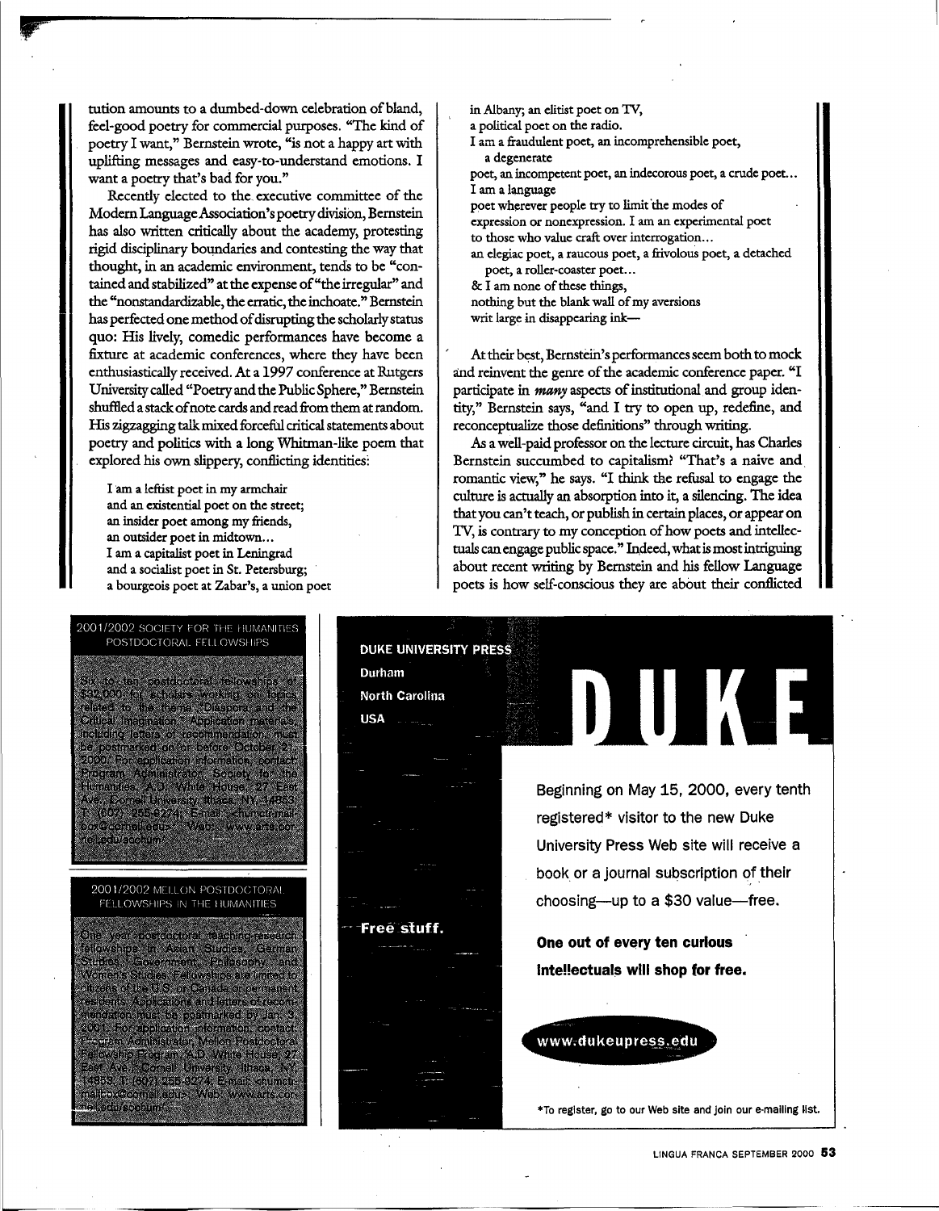tution amounts to a dumbed-down celebration of bland, feel-good poetry for commercial purposes. "The kind of poetry I want," Bernstein wrote, "is not a happy art with uplifting messages and easy-to-understand emotions. I want a poetry that's bad for you."

Recently elected to the executive committee of the Modern Language Association's poetry division, Bernstein has also written critically about the academy, protesting rigid disciplinary boundaries and contesting the way that thought, in an academic environment, tends to be "contained and stabilized" at the expense of "the irregular" and the "nonstandardizable, the erratic, the inchoate." Bernstein has perfected one method of disrupting the scholarly status quo: His lively, comedic performances have become a fixture at academic conferences, where they have been enthusiastically received. At a 1997 conference at Rutgers University called "Poetry and the Public Sphere," Bernstein shuffled a stack of note cards and read from them at random. His zigzagging talk mixed forceful critical statements about poetry and politics with a long Whitman-like poem that explored his own slippery, conflicting identities:

> I am a leftist poet in my armchair
> and an existential poet on the street;
> an insider poet among my friends,
> an outsider poet in midtown...
> I am a capitalist poet in Leningrad
> and a socialist poet in St. Petersburg;
> a bourgeois poet at Zabar's, a union poet
> in Albany; an elitist poet on TV,
> a political poet on the radio.
> I am a fraudulent poet, an incomprehensible poet,
> a degenerate
> poet, an incompetent poet, an indecorous poet, a crude poet...
> I am a language
> poet wherever people try to limit the modes of
> expression or nonexpression. I am an experimental poet
> to those who value craft over interrogation...
> an elegiac poet, a raucous poet, a frivolous poet, a detached
> poet, a roller-coaster poet...
> & I am none of these things,
> nothing but the blank wall of my aversions
> writ large in disappearing ink—

At their best, Bernstein's performances seem both to mock and reinvent the genre of the academic conference paper. "I participate in *many* aspects of institutional and group identity," Bernstein says, "and I try to open up, redefine, and reconceptualize those definitions" through writing.

As a well-paid professor on the lecture circuit, has Charles Bernstein succumbed to capitalism? "That's a naive and romantic view," he says. "I think the refusal to engage the culture is actually an absorption into it, a silencing. The idea that you can't teach, or publish in certain places, or appear on TV, is contrary to my conception of how poets and intellectuals can engage public space." Indeed, what is most intriguing about recent writing by Bernstein and his fellow Language poets is how self-conscious they are about their conflicted

---

**2001/2002 SOCIETY FOR THE HUMANITIES POSTDOCTORAL FELLOWSHIPS**

Six to ten postdoctoral fellowships of $32,000 for scholars working on topics related to the theme "Diaspora and the Critical Imagination." Application materials including letters of recommendation, must be postmarked on or before October 21, 2000. For application information, contact: Program Administrator, Society for the Humanities, A.D. White House, 27 East Ave., Cornell University, Ithaca, NY 14853. T: (607) 255-9274. E-mail: <humctr-mail-box@cornell.edu>. Web: www.arts.cornell.edu/sochum/

**2001/2002 MELLON POSTDOCTORAL FELLOWSHIPS IN THE HUMANITIES**

One year postdoctoral teaching-research fellowships in Asian Studies, German Studies, Government, Philosophy, and Women's Studies. Fellowships are limited to citizens of the U.S. or Canada or permanent residents. Applications and letters of recommendation must be postmarked by Jan. 3, 2001. For application information, contact: Program Administrator, Mellon Postdoctoral Fellowship Program, A.D. White House, 27 East Ave., Cornell University, Ithaca, NY 14853. T: (607) 255-9274. E-mail: <humctr-mellon@cornell.edu>. Web: www.arts.cornell.edu/sochum/

---

**DUKE UNIVERSITY PRESS**
Durham
North Carolina
USA

**DUKE**

Beginning on May 15, 2000, every tenth registered* visitor to the new Duke University Press Web site will receive a book or a journal subscription of their choosing—up to a $30 value—free.

**Free stuff.**

**One out of every ten curious intellectuals will shop for free.**

www.dukeupress.edu

*To register, go to our Web site and join our e-mailing list.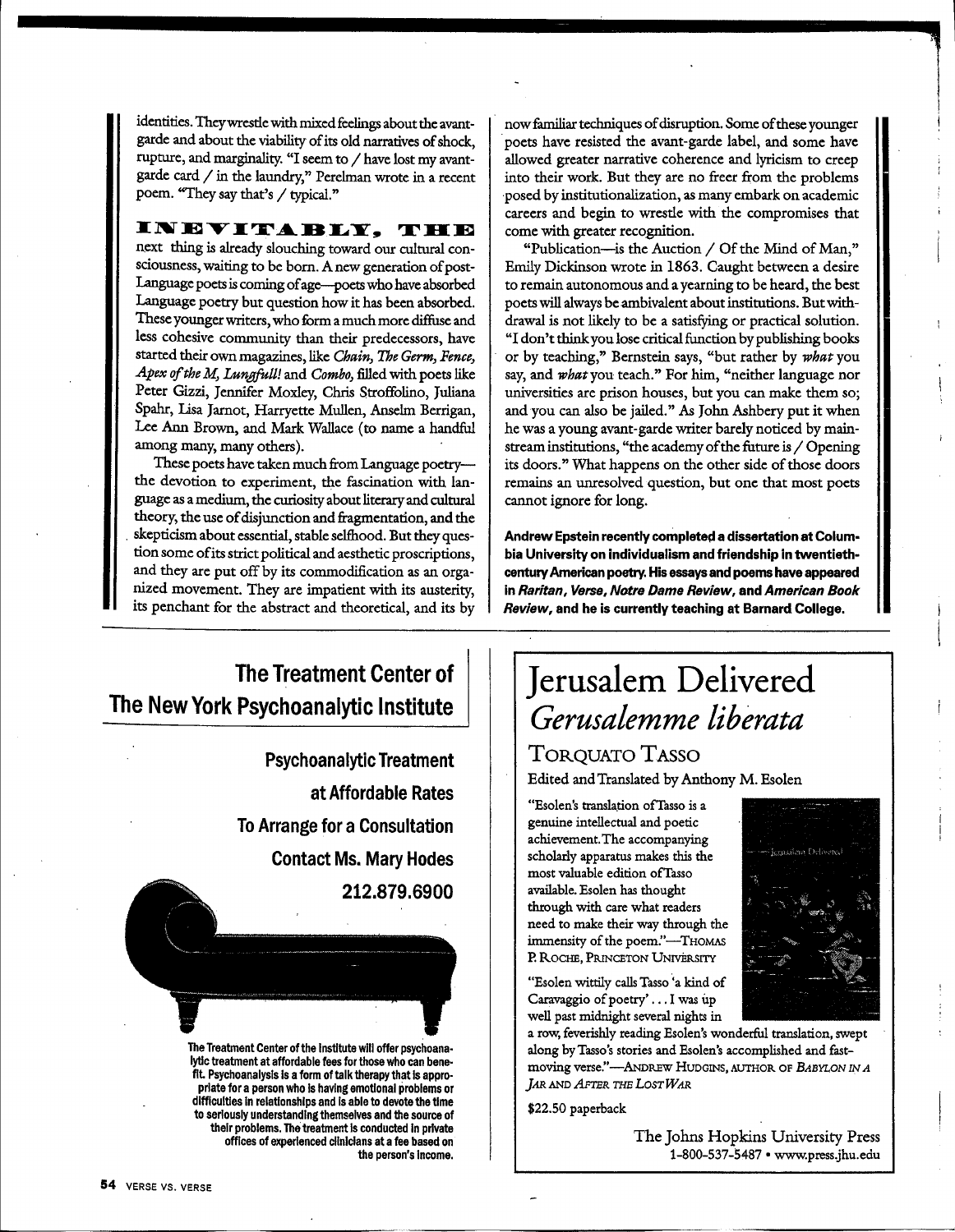identities. They wrestle with mixed feelings about the avant-garde and about the viability of its old narratives of shock, rupture, and marginality. "I seem to / have lost my avant-garde card / in the laundry," Perelman wrote in a recent poem. "They say that's / typical."

**INEVITABLY, THE** next thing is already slouching toward our cultural consciousness, waiting to be born. A new generation of post-Language poets is coming of age—poets who have absorbed Language poetry but question how it has been absorbed. These younger writers, who form a much more diffuse and less cohesive community than their predecessors, have started their own magazines, like *Chain, The Germ, Fence, Apex of the M, Lungfull!* and *Combo,* filled with poets like Peter Gizzi, Jennifer Moxley, Chris Stroffolino, Juliana Spahr, Lisa Jarnot, Harryette Mullen, Anselm Berrigan, Lee Ann Brown, and Mark Wallace (to name a handful among many, many others).

These poets have taken much from Language poetry—the devotion to experiment, the fascination with language as a medium, the curiosity about literary and cultural theory, the use of disjunction and fragmentation, and the skepticism about essential, stable selfhood. But they question some of its strict political and aesthetic proscriptions, and they are put off by its commodification as an organized movement. They are impatient with its austerity, its penchant for the abstract and theoretical, and its by now familiar techniques of disruption. Some of these younger poets have resisted the avant-garde label, and some have allowed greater narrative coherence and lyricism to creep into their work. But they are no freer from the problems posed by institutionalization, as many embark on academic careers and begin to wrestle with the compromises that come with greater recognition.

"Publication—is the Auction / Of the Mind of Man," Emily Dickinson wrote in 1863. Caught between a desire to remain autonomous and a yearning to be heard, the best poets will always be ambivalent about institutions. But withdrawal is not likely to be a satisfying or practical solution. "I don't think you lose critical function by publishing books or by teaching," Bernstein says, "but rather by *what* you say, and *what* you teach." For him, "neither language nor universities are prison houses, but you can make them so; and you can also be jailed." As John Ashbery put it when he was a young avant-garde writer barely noticed by mainstream institutions, "the academy of the future is / Opening its doors." What happens on the other side of those doors remains an unresolved question, but one that most poets cannot ignore for long.

**Andrew Epstein recently completed a dissertation at Columbia University on individualism and friendship in twentieth-century American poetry. His essays and poems have appeared in *Raritan, Verse, Notre Dame Review,* and *American Book Review,* and he is currently teaching at Barnard College.**

---

## The Treatment Center of The New York Psychoanalytic Institute

**Psychoanalytic Treatment at Affordable Rates**

**To Arrange for a Consultation Contact Ms. Mary Hodes**

**212.879.6900**

**The Treatment Center of the Institute will offer psychoanalytic treatment at affordable fees for those who can benefit. Psychoanalysis is a form of talk therapy that is appropriate for a person who is having emotional problems or difficulties in relationships and is able to devote the time to seriously understanding themselves and the source of their problems. The treatment is conducted in private offices of experienced clinicians at a fee based on the person's income.**

---

## Jerusalem Delivered
## *Gerusalemme liberata*

### Torquato Tasso

Edited and Translated by Anthony M. Esolen

"Esolen's translation of Tasso is a genuine intellectual and poetic achievement. The accompanying scholarly apparatus makes this the most valuable edition of Tasso available. Esolen has thought through with care what readers need to make their way through the immensity of the poem."—Thomas P. Roche, Princeton University

"Esolen wittily calls Tasso 'a kind of Caravaggio of poetry' . . . I was up well past midnight several nights in a row, feverishly reading Esolen's wonderful translation, swept along by Tasso's stories and Esolen's accomplished and fast-moving verse."—Andrew Hudgins, author of *Babylon in a Jar* and *After the Lost War*

$22.50 paperback

The Johns Hopkins University Press
1-800-537-5487 • www.press.jhu.edu